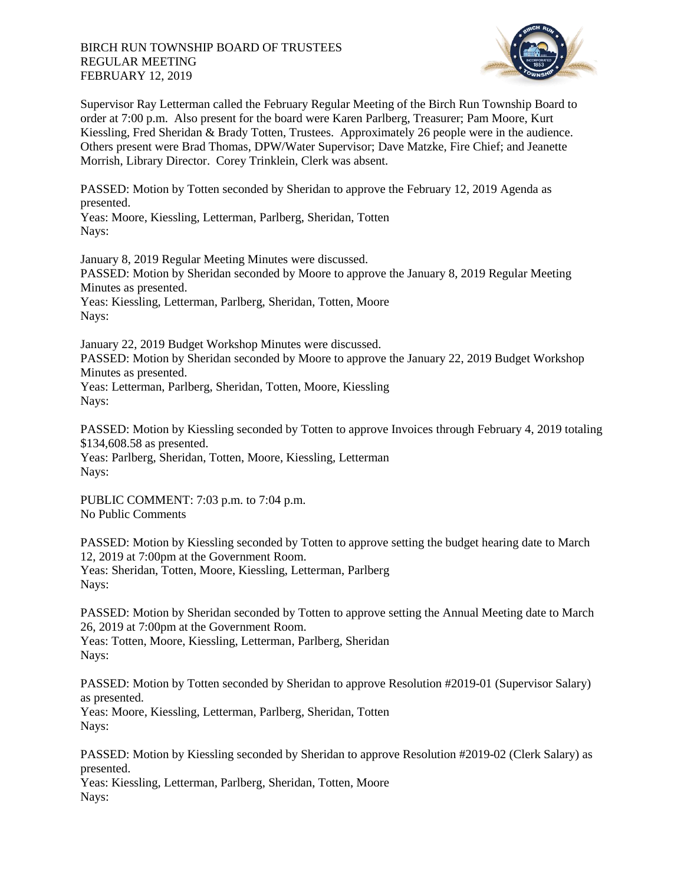BIRCH RUN TOWNSHIP BOARD OF TRUSTEES
REGULAR MEETING
FEBRUARY 12, 2019

Supervisor Ray Letterman called the February Regular Meeting of the Birch Run Township Board to order at 7:00 p.m. Also present for the board were Karen Parlberg, Treasurer; Pam Moore, Kurt Kiessling, Fred Sheridan & Brady Totten, Trustees. Approximately 26 people were in the audience. Others present were Brad Thomas, DPW/Water Supervisor; Dave Matzke, Fire Chief; and Jeanette Morrish, Library Director. Corey Trinklein, Clerk was absent.

PASSED: Motion by Totten seconded by Sheridan to approve the February 12, 2019 Agenda as presented.
Yeas: Moore, Kiessling, Letterman, Parlberg, Sheridan, Totten
Nays:

January 8, 2019 Regular Meeting Minutes were discussed.
PASSED: Motion by Sheridan seconded by Moore to approve the January 8, 2019 Regular Meeting Minutes as presented.
Yeas: Kiessling, Letterman, Parlberg, Sheridan, Totten, Moore
Nays:

January 22, 2019 Budget Workshop Minutes were discussed.
PASSED: Motion by Sheridan seconded by Moore to approve the January 22, 2019 Budget Workshop Minutes as presented.
Yeas: Letterman, Parlberg, Sheridan, Totten, Moore, Kiessling
Nays:

PASSED: Motion by Kiessling seconded by Totten to approve Invoices through February 4, 2019 totaling $134,608.58 as presented.
Yeas: Parlberg, Sheridan, Totten, Moore, Kiessling, Letterman
Nays:

PUBLIC COMMENT: 7:03 p.m. to 7:04 p.m.
No Public Comments

PASSED: Motion by Kiessling seconded by Totten to approve setting the budget hearing date to March 12, 2019 at 7:00pm at the Government Room.
Yeas: Sheridan, Totten, Moore, Kiessling, Letterman, Parlberg
Nays:

PASSED: Motion by Sheridan seconded by Totten to approve setting the Annual Meeting date to March 26, 2019 at 7:00pm at the Government Room.
Yeas: Totten, Moore, Kiessling, Letterman, Parlberg, Sheridan
Nays:

PASSED: Motion by Totten seconded by Sheridan to approve Resolution #2019-01 (Supervisor Salary) as presented.
Yeas: Moore, Kiessling, Letterman, Parlberg, Sheridan, Totten
Nays:

PASSED: Motion by Kiessling seconded by Sheridan to approve Resolution #2019-02 (Clerk Salary) as presented.
Yeas: Kiessling, Letterman, Parlberg, Sheridan, Totten, Moore
Nays: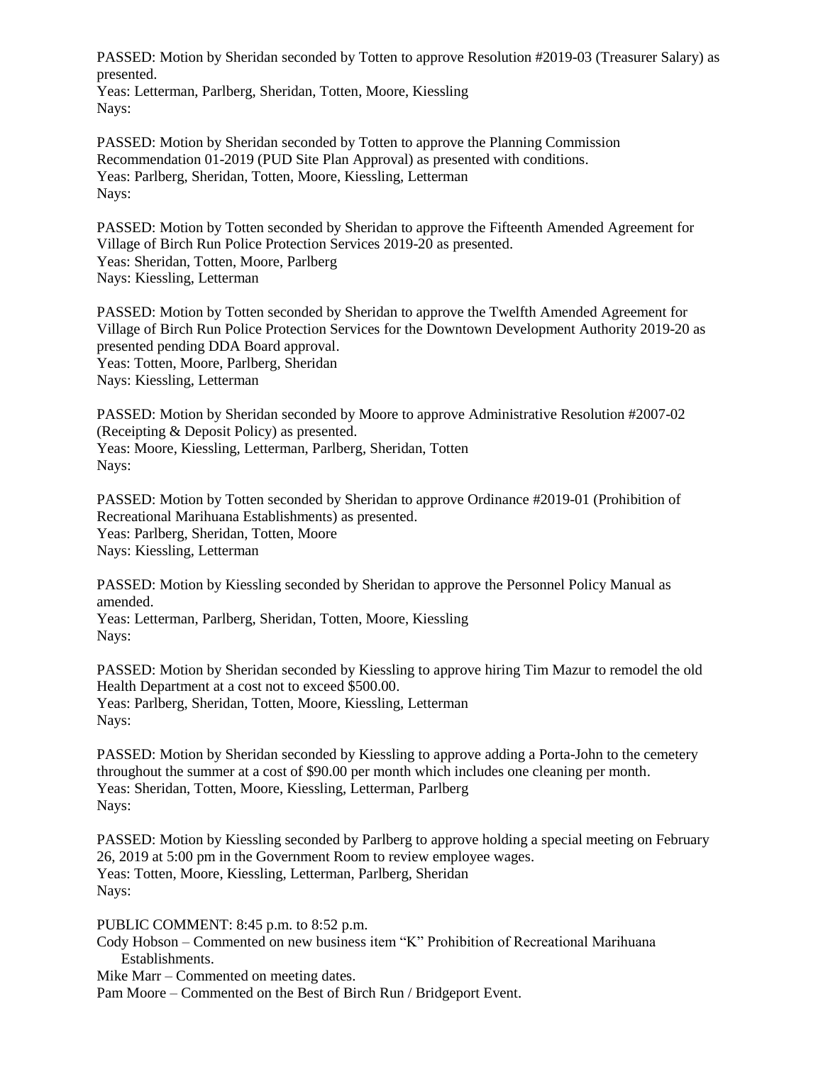PASSED: Motion by Sheridan seconded by Totten to approve Resolution #2019-03 (Treasurer Salary) as presented.
Yeas: Letterman, Parlberg, Sheridan, Totten, Moore, Kiessling
Nays:

PASSED: Motion by Sheridan seconded by Totten to approve the Planning Commission Recommendation 01-2019 (PUD Site Plan Approval) as presented with conditions.
Yeas: Parlberg, Sheridan, Totten, Moore, Kiessling, Letterman
Nays:

PASSED: Motion by Totten seconded by Sheridan to approve the Fifteenth Amended Agreement for Village of Birch Run Police Protection Services 2019-20 as presented.
Yeas: Sheridan, Totten, Moore, Parlberg
Nays: Kiessling, Letterman

PASSED: Motion by Totten seconded by Sheridan to approve the Twelfth Amended Agreement for Village of Birch Run Police Protection Services for the Downtown Development Authority 2019-20 as presented pending DDA Board approval.
Yeas: Totten, Moore, Parlberg, Sheridan
Nays: Kiessling, Letterman

PASSED: Motion by Sheridan seconded by Moore to approve Administrative Resolution #2007-02 (Receipting & Deposit Policy) as presented.
Yeas: Moore, Kiessling, Letterman, Parlberg, Sheridan, Totten
Nays:

PASSED: Motion by Totten seconded by Sheridan to approve Ordinance #2019-01 (Prohibition of Recreational Marihuana Establishments) as presented.
Yeas: Parlberg, Sheridan, Totten, Moore
Nays: Kiessling, Letterman

PASSED: Motion by Kiessling seconded by Sheridan to approve the Personnel Policy Manual as amended.
Yeas: Letterman, Parlberg, Sheridan, Totten, Moore, Kiessling
Nays:

PASSED: Motion by Sheridan seconded by Kiessling to approve hiring Tim Mazur to remodel the old Health Department at a cost not to exceed $500.00.
Yeas: Parlberg, Sheridan, Totten, Moore, Kiessling, Letterman
Nays:

PASSED: Motion by Sheridan seconded by Kiessling to approve adding a Porta-John to the cemetery throughout the summer at a cost of $90.00 per month which includes one cleaning per month.
Yeas: Sheridan, Totten, Moore, Kiessling, Letterman, Parlberg
Nays:

PASSED: Motion by Kiessling seconded by Parlberg to approve holding a special meeting on February 26, 2019 at 5:00 pm in the Government Room to review employee wages.
Yeas: Totten, Moore, Kiessling, Letterman, Parlberg, Sheridan
Nays:

PUBLIC COMMENT: 8:45 p.m. to 8:52 p.m.
Cody Hobson – Commented on new business item "K" Prohibition of Recreational Marihuana Establishments.
Mike Marr – Commented on meeting dates.
Pam Moore – Commented on the Best of Birch Run / Bridgeport Event.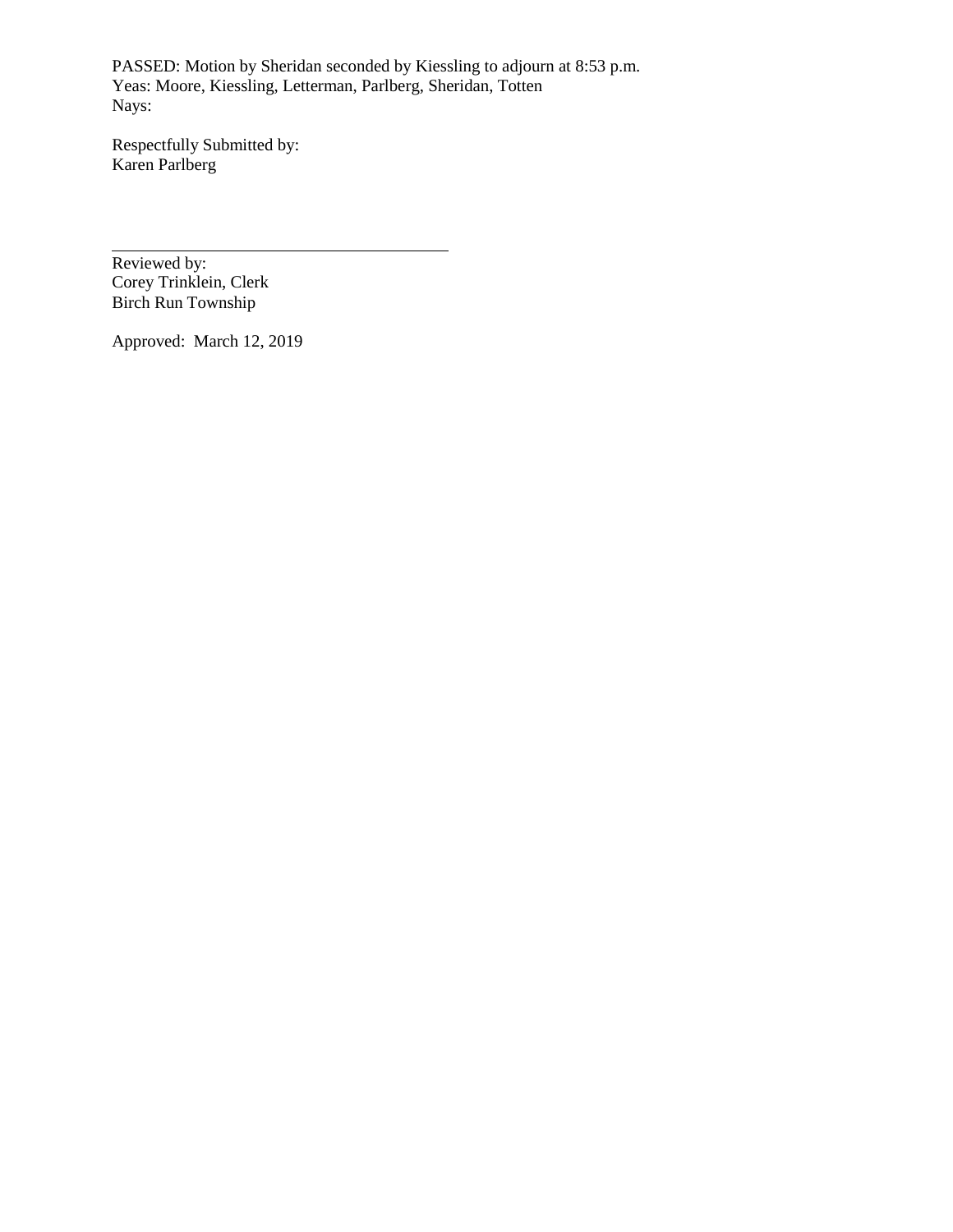PASSED: Motion by Sheridan seconded by Kiessling to adjourn at 8:53 p.m.
Yeas: Moore, Kiessling, Letterman, Parlberg, Sheridan, Totten
Nays:

Respectfully Submitted by:
Karen Parlberg

\_\_\_\_\_\_\_\_\_\_\_\_\_\_\_\_\_\_\_\_\_\_\_\_\_\_\_\_\_\_\_\_\_\_\_\_\_\_\_\_
Reviewed by:
Corey Trinklein, Clerk
Birch Run Township

Approved: March 12, 2019